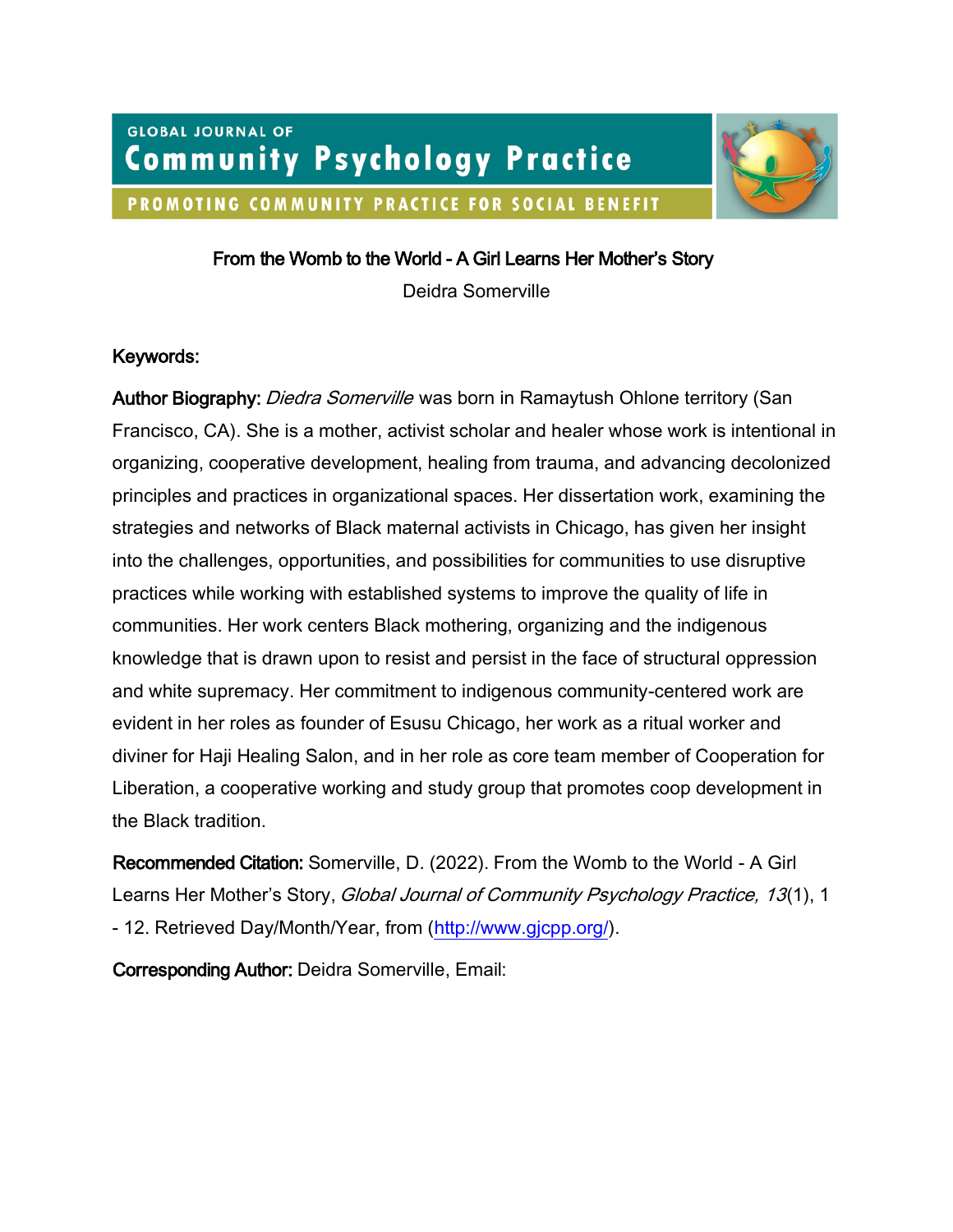GLOBAL JOURNAL OF

# Community Psychology Practice

PROMOTING COMMUNITY PRACTICE FOR SOCIAL BENEFIT

## From the Womb to the World - A Girl Learns Her Mother's Story

Deidra Somerville

**Keywords:**

**Author Biography:** *Diedra Somerville* was born in Ramaytush Ohlone territory (San Francisco, CA). She is a mother, activist scholar and healer whose work is intentional in organizing, cooperative development, healing from trauma, and advancing decolonized principles and practices in organizational spaces. Her dissertation work, examining the strategies and networks of Black maternal activists in Chicago, has given her insight into the challenges, opportunities, and possibilities for communities to use disruptive practices while working with established systems to improve the quality of life in communities. Her work centers Black mothering, organizing and the indigenous knowledge that is drawn upon to resist and persist in the face of structural oppression and white supremacy. Her commitment to indigenous community-centered work are evident in her roles as founder of Esusu Chicago, her work as a ritual worker and diviner for Haji Healing Salon, and in her role as core team member of Cooperation for Liberation, a cooperative working and study group that promotes coop development in the Black tradition.

**Recommended Citation:** Somerville, D. (2022). From the Womb to the World - A Girl Learns Her Mother's Story, *Global Journal of Community Psychology Practice, 13*(1), 1 - 12. Retrieved Day/Month/Year, from (http://www.gjcpp.org/).

**Corresponding Author:** Deidra Somerville, Email: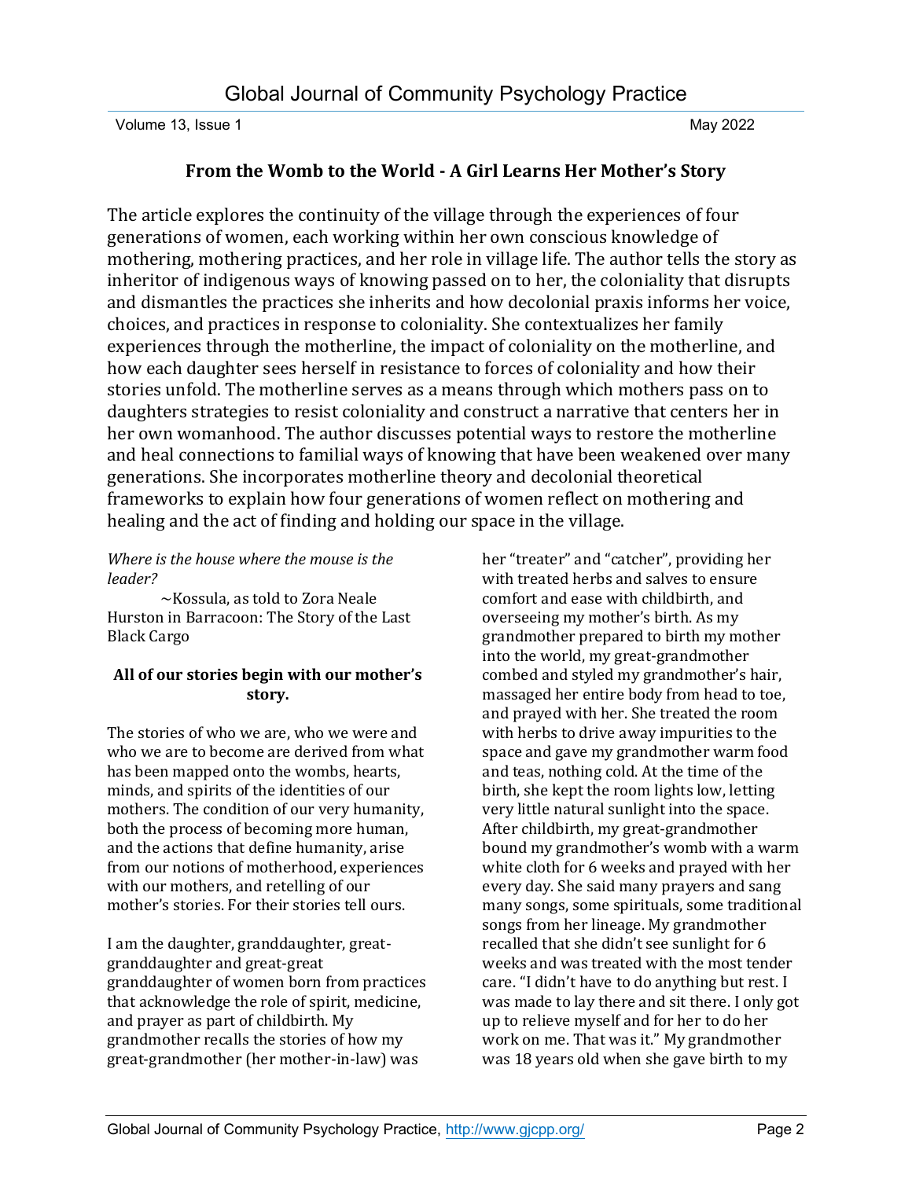## From the Womb to the World - A Girl Learns Her Mother's Story

The article explores the continuity of the village through the experiences of four generations of women, each working within her own conscious knowledge of mothering, mothering practices, and her role in village life. The author tells the story as inheritor of indigenous ways of knowing passed on to her, the coloniality that disrupts and dismantles the practices she inherits and how decolonial praxis informs her voice, choices, and practices in response to coloniality. She contextualizes her family experiences through the motherline, the impact of coloniality on the motherline, and how each daughter sees herself in resistance to forces of coloniality and how their stories unfold. The motherline serves as a means through which mothers pass on to daughters strategies to resist coloniality and construct a narrative that centers her in her own womanhood. The author discusses potential ways to restore the motherline and heal connections to familial ways of knowing that have been weakened over many generations. She incorporates motherline theory and decolonial theoretical frameworks to explain how four generations of women reflect on mothering and healing and the act of finding and holding our space in the village.

*Where is the house where the mouse is the leader?*

~Kossula, as told to Zora Neale Hurston in Barracoon: The Story of the Last Black Cargo

### All of our stories begin with our mother's story.

The stories of who we are, who we were and who we are to become are derived from what has been mapped onto the wombs, hearts, minds, and spirits of the identities of our mothers. The condition of our very humanity, both the process of becoming more human, and the actions that define humanity, arise from our notions of motherhood, experiences with our mothers, and retelling of our mother's stories. For their stories tell ours.

I am the daughter, granddaughter, great-granddaughter and great-great granddaughter of women born from practices that acknowledge the role of spirit, medicine, and prayer as part of childbirth. My grandmother recalls the stories of how my great-grandmother (her mother-in-law) was her "treater" and "catcher", providing her with treated herbs and salves to ensure comfort and ease with childbirth, and overseeing my mother's birth. As my grandmother prepared to birth my mother into the world, my great-grandmother combed and styled my grandmother's hair, massaged her entire body from head to toe, and prayed with her. She treated the room with herbs to drive away impurities to the space and gave my grandmother warm food and teas, nothing cold. At the time of the birth, she kept the room lights low, letting very little natural sunlight into the space. After childbirth, my great-grandmother bound my grandmother's womb with a warm white cloth for 6 weeks and prayed with her every day. She said many prayers and sang many songs, some spirituals, some traditional songs from her lineage. My grandmother recalled that she didn't see sunlight for 6 weeks and was treated with the most tender care. "I didn't have to do anything but rest. I was made to lay there and sit there. I only got up to relieve myself and for her to do her work on me. That was it." My grandmother was 18 years old when she gave birth to my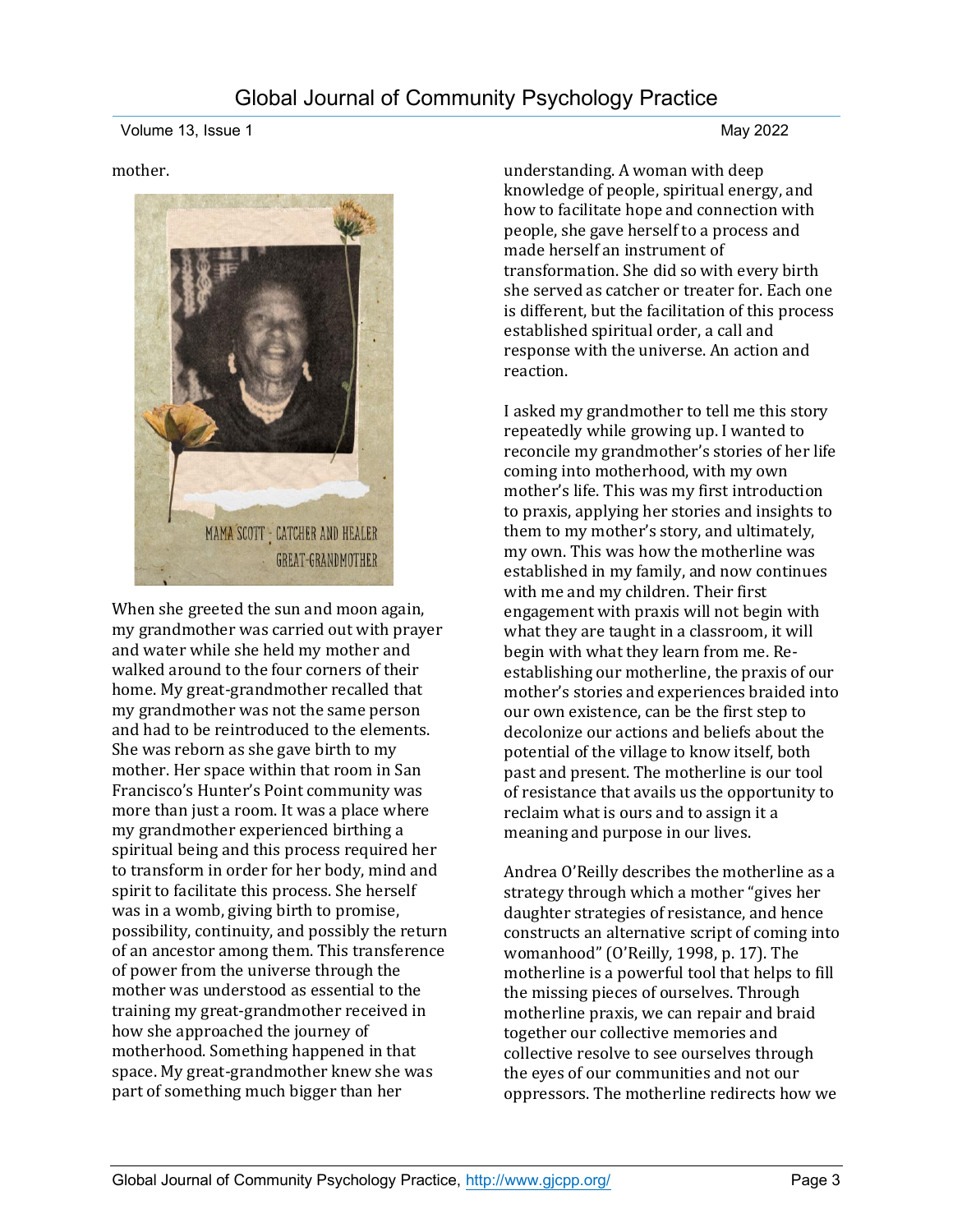mother.

MAMA SCOTT - CATCHER AND HEALER
GREAT-GRANDMOTHER

When she greeted the sun and moon again, my grandmother was carried out with prayer and water while she held my mother and walked around to the four corners of their home. My great-grandmother recalled that my grandmother was not the same person and had to be reintroduced to the elements. She was reborn as she gave birth to my mother. Her space within that room in San Francisco's Hunter's Point community was more than just a room. It was a place where my grandmother experienced birthing a spiritual being and this process required her to transform in order for her body, mind and spirit to facilitate this process. She herself was in a womb, giving birth to promise, possibility, continuity, and possibly the return of an ancestor among them. This transference of power from the universe through the mother was understood as essential to the training my great-grandmother received in how she approached the journey of motherhood. Something happened in that space. My great-grandmother knew she was part of something much bigger than her understanding. A woman with deep knowledge of people, spiritual energy, and how to facilitate hope and connection with people, she gave herself to a process and made herself an instrument of transformation. She did so with every birth she served as catcher or treater for. Each one is different, but the facilitation of this process established spiritual order, a call and response with the universe. An action and reaction.

I asked my grandmother to tell me this story repeatedly while growing up. I wanted to reconcile my grandmother's stories of her life coming into motherhood, with my own mother's life. This was my first introduction to praxis, applying her stories and insights to them to my mother's story, and ultimately, my own. This was how the motherline was established in my family, and now continues with me and my children. Their first engagement with praxis will not begin with what they are taught in a classroom, it will begin with what they learn from me. Re-establishing our motherline, the praxis of our mother's stories and experiences braided into our own existence, can be the first step to decolonize our actions and beliefs about the potential of the village to know itself, both past and present. The motherline is our tool of resistance that avails us the opportunity to reclaim what is ours and to assign it a meaning and purpose in our lives.

Andrea O'Reilly describes the motherline as a strategy through which a mother "gives her daughter strategies of resistance, and hence constructs an alternative script of coming into womanhood" (O'Reilly, 1998, p. 17). The motherline is a powerful tool that helps to fill the missing pieces of ourselves. Through motherline praxis, we can repair and braid together our collective memories and collective resolve to see ourselves through the eyes of our communities and not our oppressors. The motherline redirects how we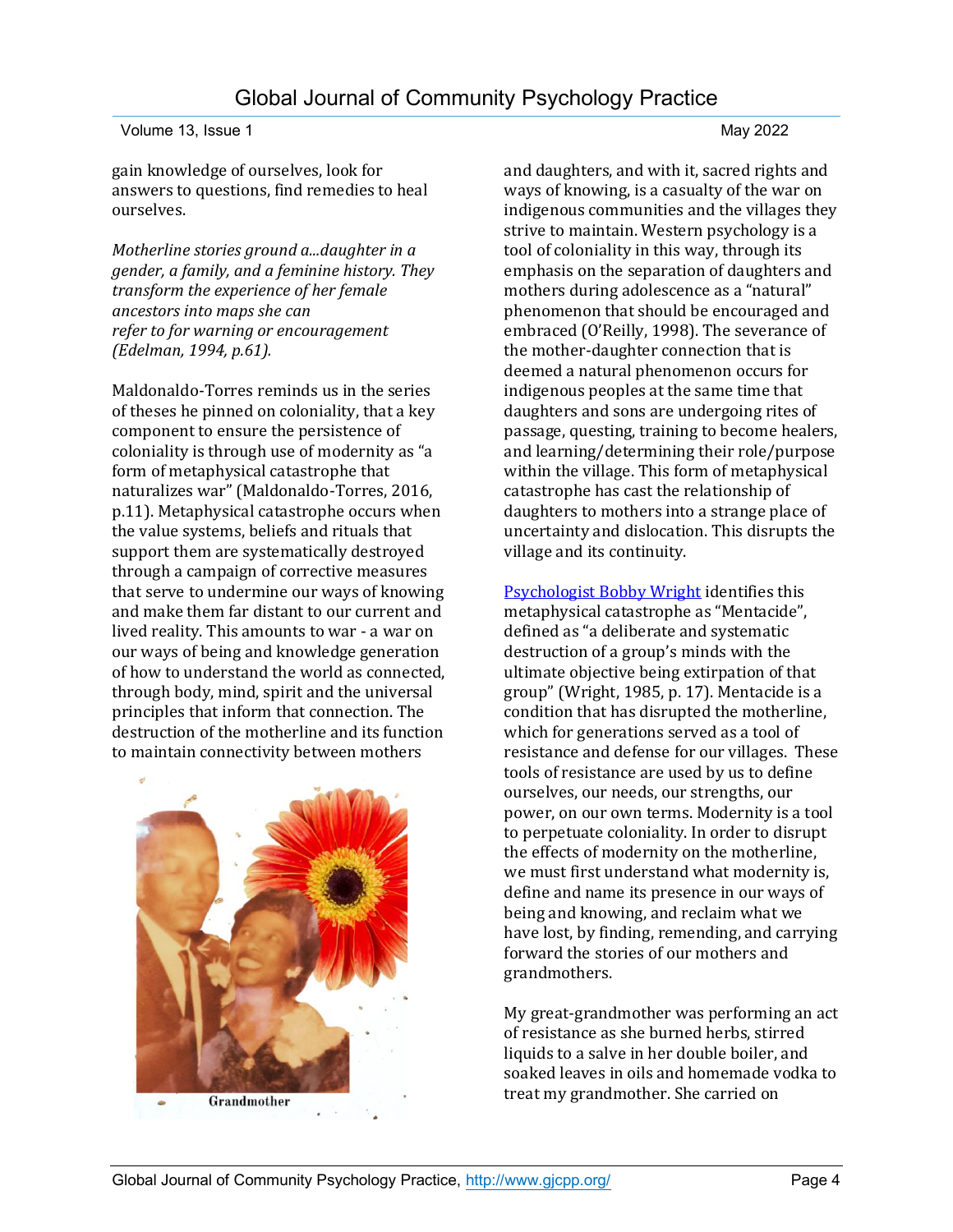gain knowledge of ourselves, look for answers to questions, find remedies to heal ourselves.

*Motherline stories ground a...daughter in a gender, a family, and a feminine history. They transform the experience of her female ancestors into maps she can refer to for warning or encouragement (Edelman, 1994, p.61).*

Maldonaldo-Torres reminds us in the series of theses he pinned on coloniality, that a key component to ensure the persistence of coloniality is through use of modernity as "a form of metaphysical catastrophe that naturalizes war" (Maldonaldo-Torres, 2016, p.11). Metaphysical catastrophe occurs when the value systems, beliefs and rituals that support them are systematically destroyed through a campaign of corrective measures that serve to undermine our ways of knowing and make them far distant to our current and lived reality. This amounts to war - a war on our ways of being and knowledge generation of how to understand the world as connected, through body, mind, spirit and the universal principles that inform that connection. The destruction of the motherline and its function to maintain connectivity between mothers and daughters, and with it, sacred rights and ways of knowing, is a casualty of the war on indigenous communities and the villages they strive to maintain. Western psychology is a tool of coloniality in this way, through its emphasis on the separation of daughters and mothers during adolescence as a "natural" phenomenon that should be encouraged and embraced (O'Reilly, 1998). The severance of the mother-daughter connection that is deemed a natural phenomenon occurs for indigenous peoples at the same time that daughters and sons are undergoing rites of passage, questing, training to become healers, and learning/determining their role/purpose within the village. This form of metaphysical catastrophe has cast the relationship of daughters to mothers into a strange place of uncertainty and dislocation. This disrupts the village and its continuity.

Grandmother

[Psychologist Bobby Wright] identifies this metaphysical catastrophe as "Mentacide", defined as "a deliberate and systematic destruction of a group's minds with the ultimate objective being extirpation of that group" (Wright, 1985, p. 17). Mentacide is a condition that has disrupted the motherline, which for generations served as a tool of resistance and defense for our villages. These tools of resistance are used by us to define ourselves, our needs, our strengths, our power, on our own terms. Modernity is a tool to perpetuate coloniality. In order to disrupt the effects of modernity on the motherline, we must first understand what modernity is, define and name its presence in our ways of being and knowing, and reclaim what we have lost, by finding, remending, and carrying forward the stories of our mothers and grandmothers.

My great-grandmother was performing an act of resistance as she burned herbs, stirred liquids to a salve in her double boiler, and soaked leaves in oils and homemade vodka to treat my grandmother. She carried on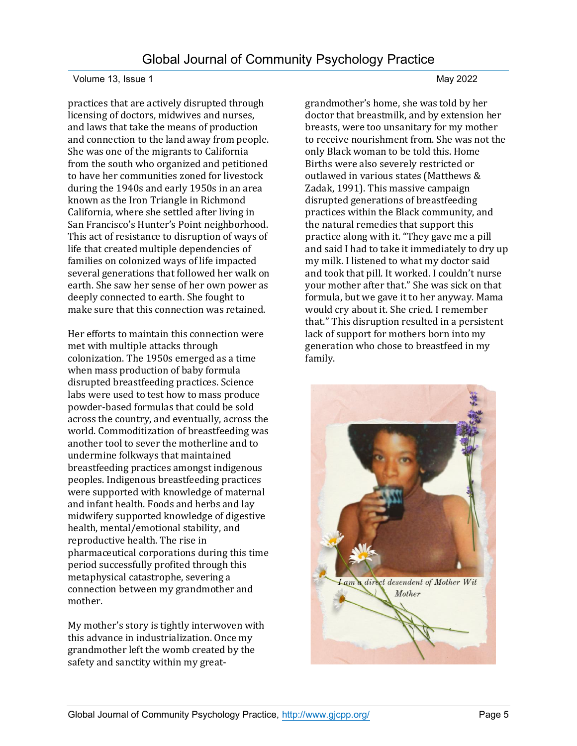practices that are actively disrupted through licensing of doctors, midwives and nurses, and laws that take the means of production and connection to the land away from people. She was one of the migrants to California from the south who organized and petitioned to have her communities zoned for livestock during the 1940s and early 1950s in an area known as the Iron Triangle in Richmond California, where she settled after living in San Francisco's Hunter's Point neighborhood. This act of resistance to disruption of ways of life that created multiple dependencies of families on colonized ways of life impacted several generations that followed her walk on earth. She saw her sense of her own power as deeply connected to earth. She fought to make sure that this connection was retained.

Her efforts to maintain this connection were met with multiple attacks through colonization. The 1950s emerged as a time when mass production of baby formula disrupted breastfeeding practices. Science labs were used to test how to mass produce powder-based formulas that could be sold across the country, and eventually, across the world. Commoditization of breastfeeding was another tool to sever the motherline and to undermine folkways that maintained breastfeeding practices amongst indigenous peoples. Indigenous breastfeeding practices were supported with knowledge of maternal and infant health. Foods and herbs and lay midwifery supported knowledge of digestive health, mental/emotional stability, and reproductive health. The rise in pharmaceutical corporations during this time period successfully profited through this metaphysical catastrophe, severing a connection between my grandmother and mother.

My mother's story is tightly interwoven with this advance in industrialization. Once my grandmother left the womb created by the safety and sanctity within my great-grandmother's home, she was told by her doctor that breastmilk, and by extension her breasts, were too unsanitary for my mother to receive nourishment from. She was not the only Black woman to be told this. Home Births were also severely restricted or outlawed in various states (Matthews & Zadak, 1991). This massive campaign disrupted generations of breastfeeding practices within the Black community, and the natural remedies that support this practice along with it. "They gave me a pill and said I had to take it immediately to dry up my milk. I listened to what my doctor said and took that pill. It worked. I couldn't nurse your mother after that." She was sick on that formula, but we gave it to her anyway. Mama would cry about it. She cried. I remember that." This disruption resulted in a persistent lack of support for mothers born into my generation who chose to breastfeed in my family.

*I am a direct desendent of Mother Wit*
*Mother*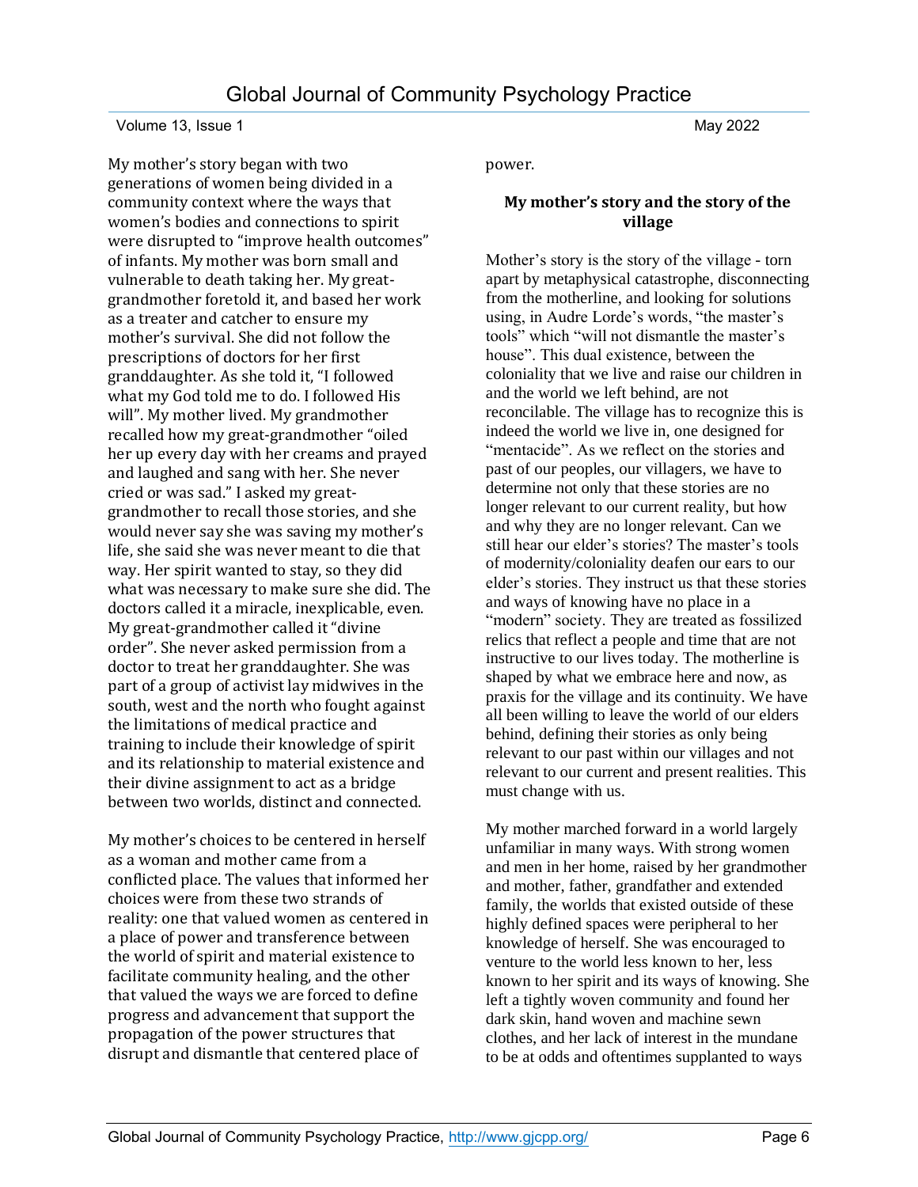My mother's story began with two generations of women being divided in a community context where the ways that women's bodies and connections to spirit were disrupted to "improve health outcomes" of infants. My mother was born small and vulnerable to death taking her. My great-grandmother foretold it, and based her work as a treater and catcher to ensure my mother's survival. She did not follow the prescriptions of doctors for her first granddaughter. As she told it, "I followed what my God told me to do. I followed His will". My mother lived. My grandmother recalled how my great-grandmother "oiled her up every day with her creams and prayed and laughed and sang with her. She never cried or was sad." I asked my great-grandmother to recall those stories, and she would never say she was saving my mother's life, she said she was never meant to die that way. Her spirit wanted to stay, so they did what was necessary to make sure she did. The doctors called it a miracle, inexplicable, even. My great-grandmother called it "divine order". She never asked permission from a doctor to treat her granddaughter. She was part of a group of activist lay midwives in the south, west and the north who fought against the limitations of medical practice and training to include their knowledge of spirit and its relationship to material existence and their divine assignment to act as a bridge between two worlds, distinct and connected.

My mother's choices to be centered in herself as a woman and mother came from a conflicted place. The values that informed her choices were from these two strands of reality: one that valued women as centered in a place of power and transference between the world of spirit and material existence to facilitate community healing, and the other that valued the ways we are forced to define progress and advancement that support the propagation of the power structures that disrupt and dismantle that centered place of power.

### My mother's story and the story of the village

Mother's story is the story of the village - torn apart by metaphysical catastrophe, disconnecting from the motherline, and looking for solutions using, in Audre Lorde's words, "the master's tools" which "will not dismantle the master's house". This dual existence, between the coloniality that we live and raise our children in and the world we left behind, are not reconcilable. The village has to recognize this is indeed the world we live in, one designed for "mentacide". As we reflect on the stories and past of our peoples, our villagers, we have to determine not only that these stories are no longer relevant to our current reality, but how and why they are no longer relevant. Can we still hear our elder's stories? The master's tools of modernity/coloniality deafen our ears to our elder's stories. They instruct us that these stories and ways of knowing have no place in a "modern" society. They are treated as fossilized relics that reflect a people and time that are not instructive to our lives today. The motherline is shaped by what we embrace here and now, as praxis for the village and its continuity. We have all been willing to leave the world of our elders behind, defining their stories as only being relevant to our past within our villages and not relevant to our current and present realities. This must change with us.

My mother marched forward in a world largely unfamiliar in many ways. With strong women and men in her home, raised by her grandmother and mother, father, grandfather and extended family, the worlds that existed outside of these highly defined spaces were peripheral to her knowledge of herself. She was encouraged to venture to the world less known to her, less known to her spirit and its ways of knowing. She left a tightly woven community and found her dark skin, hand woven and machine sewn clothes, and her lack of interest in the mundane to be at odds and oftentimes supplanted to ways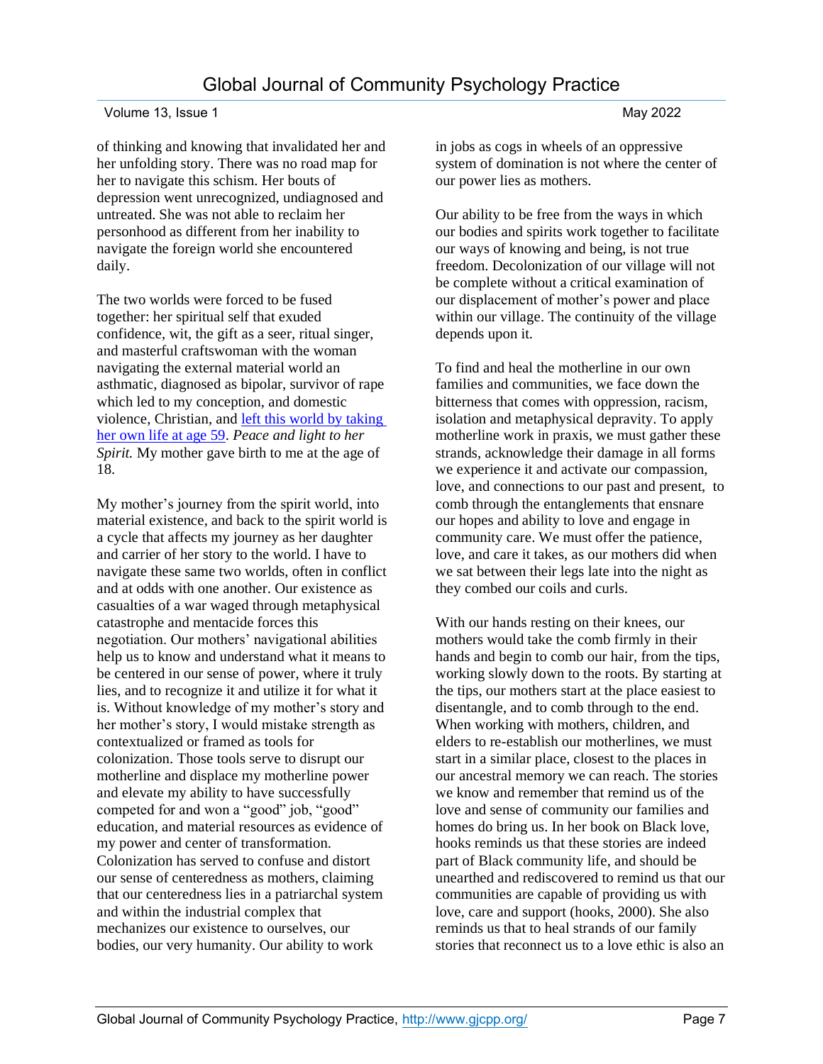of thinking and knowing that invalidated her and her unfolding story. There was no road map for her to navigate this schism. Her bouts of depression went unrecognized, undiagnosed and untreated. She was not able to reclaim her personhood as different from her inability to navigate the foreign world she encountered daily.

The two worlds were forced to be fused together: her spiritual self that exuded confidence, wit, the gift as a seer, ritual singer, and masterful craftswoman with the woman navigating the external material world an asthmatic, diagnosed as bipolar, survivor of rape which led to my conception, and domestic violence, Christian, and [left this world by taking her own life at age 59](). *Peace and light to her Spirit.* My mother gave birth to me at the age of 18.

My mother's journey from the spirit world, into material existence, and back to the spirit world is a cycle that affects my journey as her daughter and carrier of her story to the world. I have to navigate these same two worlds, often in conflict and at odds with one another. Our existence as casualties of a war waged through metaphysical catastrophe and mentacide forces this negotiation. Our mothers' navigational abilities help us to know and understand what it means to be centered in our sense of power, where it truly lies, and to recognize it and utilize it for what it is. Without knowledge of my mother's story and her mother's story, I would mistake strength as contextualized or framed as tools for colonization. Those tools serve to disrupt our motherline and displace my motherline power and elevate my ability to have successfully competed for and won a "good" job, "good" education, and material resources as evidence of my power and center of transformation. Colonization has served to confuse and distort our sense of centeredness as mothers, claiming that our centeredness lies in a patriarchal system and within the industrial complex that mechanizes our existence to ourselves, our bodies, our very humanity. Our ability to work in jobs as cogs in wheels of an oppressive system of domination is not where the center of our power lies as mothers.

Our ability to be free from the ways in which our bodies and spirits work together to facilitate our ways of knowing and being, is not true freedom. Decolonization of our village will not be complete without a critical examination of our displacement of mother's power and place within our village. The continuity of the village depends upon it.

To find and heal the motherline in our own families and communities, we face down the bitterness that comes with oppression, racism, isolation and metaphysical depravity. To apply motherline work in praxis, we must gather these strands, acknowledge their damage in all forms we experience it and activate our compassion, love, and connections to our past and present, to comb through the entanglements that ensnare our hopes and ability to love and engage in community care. We must offer the patience, love, and care it takes, as our mothers did when we sat between their legs late into the night as they combed our coils and curls.

With our hands resting on their knees, our mothers would take the comb firmly in their hands and begin to comb our hair, from the tips, working slowly down to the roots. By starting at the tips, our mothers start at the place easiest to disentangle, and to comb through to the end. When working with mothers, children, and elders to re-establish our motherlines, we must start in a similar place, closest to the places in our ancestral memory we can reach. The stories we know and remember that remind us of the love and sense of community our families and homes do bring us. In her book on Black love, hooks reminds us that these stories are indeed part of Black community life, and should be unearthed and rediscovered to remind us that our communities are capable of providing us with love, care and support (hooks, 2000). She also reminds us that to heal strands of our family stories that reconnect us to a love ethic is also an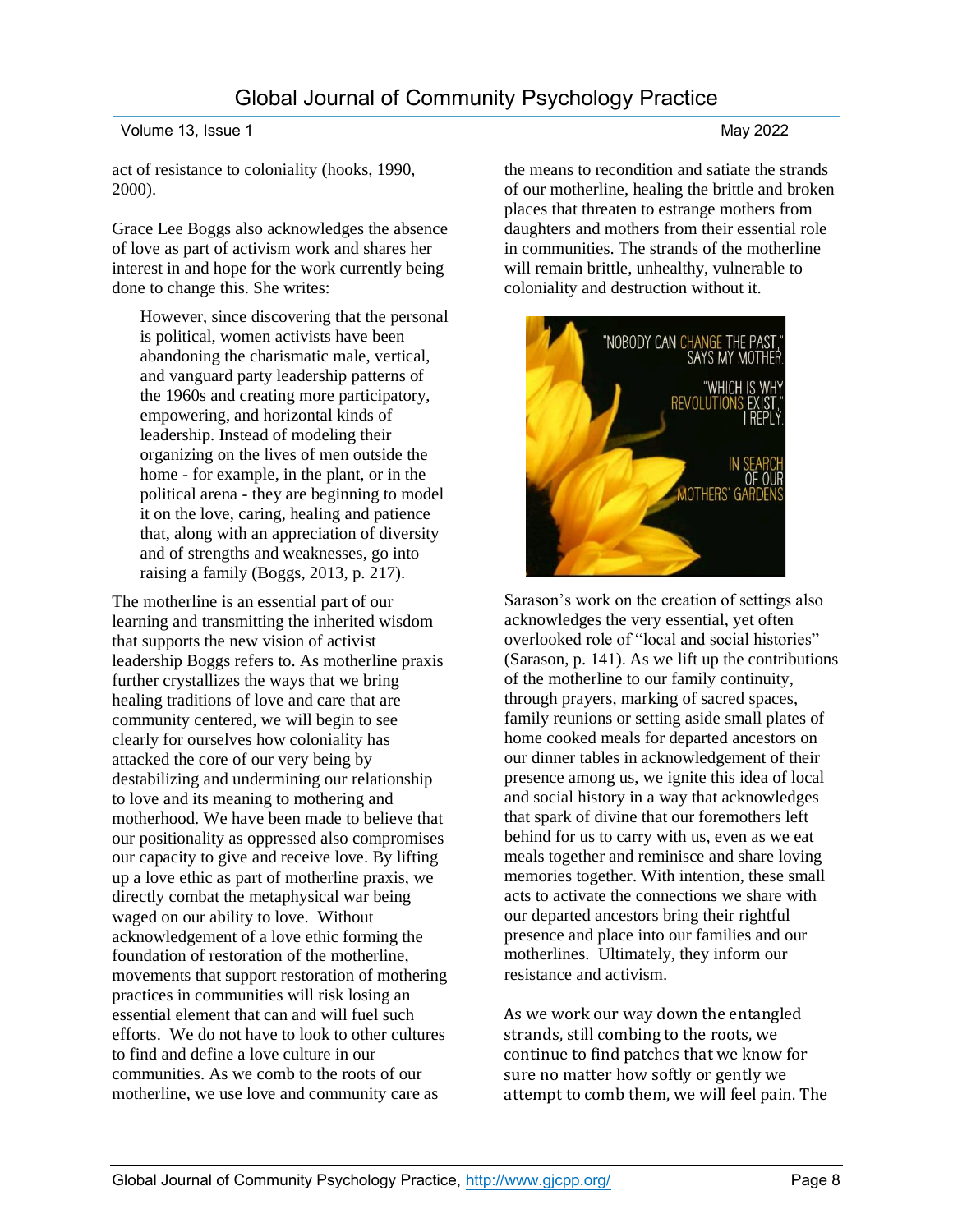act of resistance to coloniality (hooks, 1990, 2000).

Grace Lee Boggs also acknowledges the absence of love as part of activism work and shares her interest in and hope for the work currently being done to change this. She writes:

> However, since discovering that the personal is political, women activists have been abandoning the charismatic male, vertical, and vanguard party leadership patterns of the 1960s and creating more participatory, empowering, and horizontal kinds of leadership. Instead of modeling their organizing on the lives of men outside the home - for example, in the plant, or in the political arena - they are beginning to model it on the love, caring, healing and patience that, along with an appreciation of diversity and of strengths and weaknesses, go into raising a family (Boggs, 2013, p. 217).

The motherline is an essential part of our learning and transmitting the inherited wisdom that supports the new vision of activist leadership Boggs refers to. As motherline praxis further crystallizes the ways that we bring healing traditions of love and care that are community centered, we will begin to see clearly for ourselves how coloniality has attacked the core of our very being by destabilizing and undermining our relationship to love and its meaning to mothering and motherhood. We have been made to believe that our positionality as oppressed also compromises our capacity to give and receive love. By lifting up a love ethic as part of motherline praxis, we directly combat the metaphysical war being waged on our ability to love. Without acknowledgement of a love ethic forming the foundation of restoration of the motherline, movements that support restoration of mothering practices in communities will risk losing an essential element that can and will fuel such efforts. We do not have to look to other cultures to find and define a love culture in our communities. As we comb to the roots of our motherline, we use love and community care as the means to recondition and satiate the strands of our motherline, healing the brittle and broken places that threaten to estrange mothers from daughters and mothers from their essential role in communities. The strands of the motherline will remain brittle, unhealthy, vulnerable to coloniality and destruction without it.

"NOBODY CAN CHANGE THE PAST," SAYS MY MOTHER. "WHICH IS WHY REVOLUTIONS EXIST," I REPLY. IN SEARCH OF OUR MOTHERS' GARDENS

Sarason's work on the creation of settings also acknowledges the very essential, yet often overlooked role of "local and social histories" (Sarason, p. 141). As we lift up the contributions of the motherline to our family continuity, through prayers, marking of sacred spaces, family reunions or setting aside small plates of home cooked meals for departed ancestors on our dinner tables in acknowledgement of their presence among us, we ignite this idea of local and social history in a way that acknowledges that spark of divine that our foremothers left behind for us to carry with us, even as we eat meals together and reminisce and share loving memories together. With intention, these small acts to activate the connections we share with our departed ancestors bring their rightful presence and place into our families and our motherlines. Ultimately, they inform our resistance and activism.

As we work our way down the entangled strands, still combing to the roots, we continue to find patches that we know for sure no matter how softly or gently we attempt to comb them, we will feel pain. The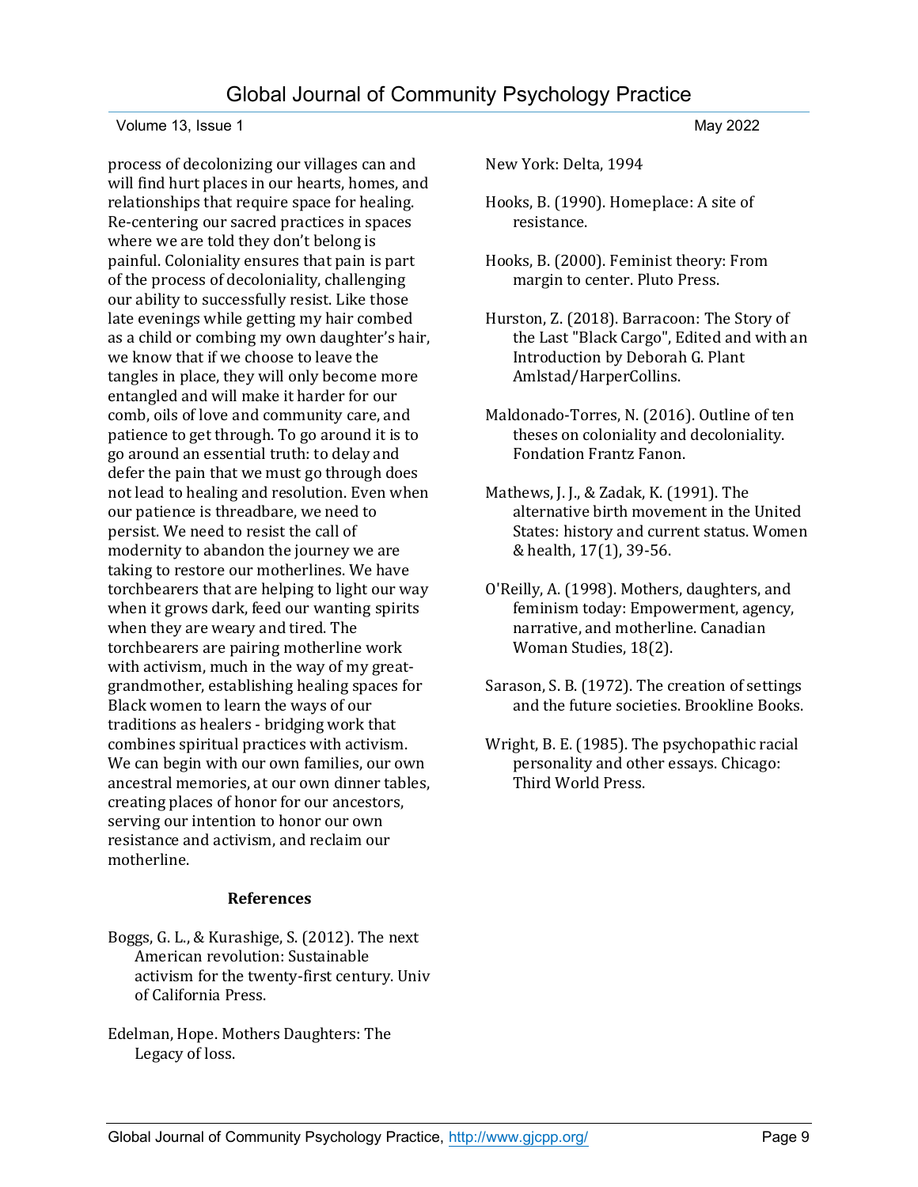process of decolonizing our villages can and will find hurt places in our hearts, homes, and relationships that require space for healing. Re-centering our sacred practices in spaces where we are told they don't belong is painful. Coloniality ensures that pain is part of the process of decoloniality, challenging our ability to successfully resist. Like those late evenings while getting my hair combed as a child or combing my own daughter's hair, we know that if we choose to leave the tangles in place, they will only become more entangled and will make it harder for our comb, oils of love and community care, and patience to get through. To go around it is to go around an essential truth: to delay and defer the pain that we must go through does not lead to healing and resolution. Even when our patience is threadbare, we need to persist. We need to resist the call of modernity to abandon the journey we are taking to restore our motherlines. We have torchbearers that are helping to light our way when it grows dark, feed our wanting spirits when they are weary and tired. The torchbearers are pairing motherline work with activism, much in the way of my great-grandmother, establishing healing spaces for Black women to learn the ways of our traditions as healers - bridging work that combines spiritual practices with activism. We can begin with our own families, our own ancestral memories, at our own dinner tables, creating places of honor for our ancestors, serving our intention to honor our own resistance and activism, and reclaim our motherline.

## References

Boggs, G. L., & Kurashige, S. (2012). The next American revolution: Sustainable activism for the twenty-first century. Univ of California Press.

Edelman, Hope. Mothers Daughters: The Legacy of loss. New York: Delta, 1994

Hooks, B. (1990). Homeplace: A site of resistance.

Hooks, B. (2000). Feminist theory: From margin to center. Pluto Press.

Hurston, Z. (2018). Barracoon: The Story of the Last "Black Cargo", Edited and with an Introduction by Deborah G. Plant Amlstad/HarperCollins.

Maldonado-Torres, N. (2016). Outline of ten theses on coloniality and decoloniality. Fondation Frantz Fanon.

Mathews, J. J., & Zadak, K. (1991). The alternative birth movement in the United States: history and current status. Women & health, 17(1), 39-56.

O'Reilly, A. (1998). Mothers, daughters, and feminism today: Empowerment, agency, narrative, and motherline. Canadian Woman Studies, 18(2).

Sarason, S. B. (1972). The creation of settings and the future societies. Brookline Books.

Wright, B. E. (1985). The psychopathic racial personality and other essays. Chicago: Third World Press.